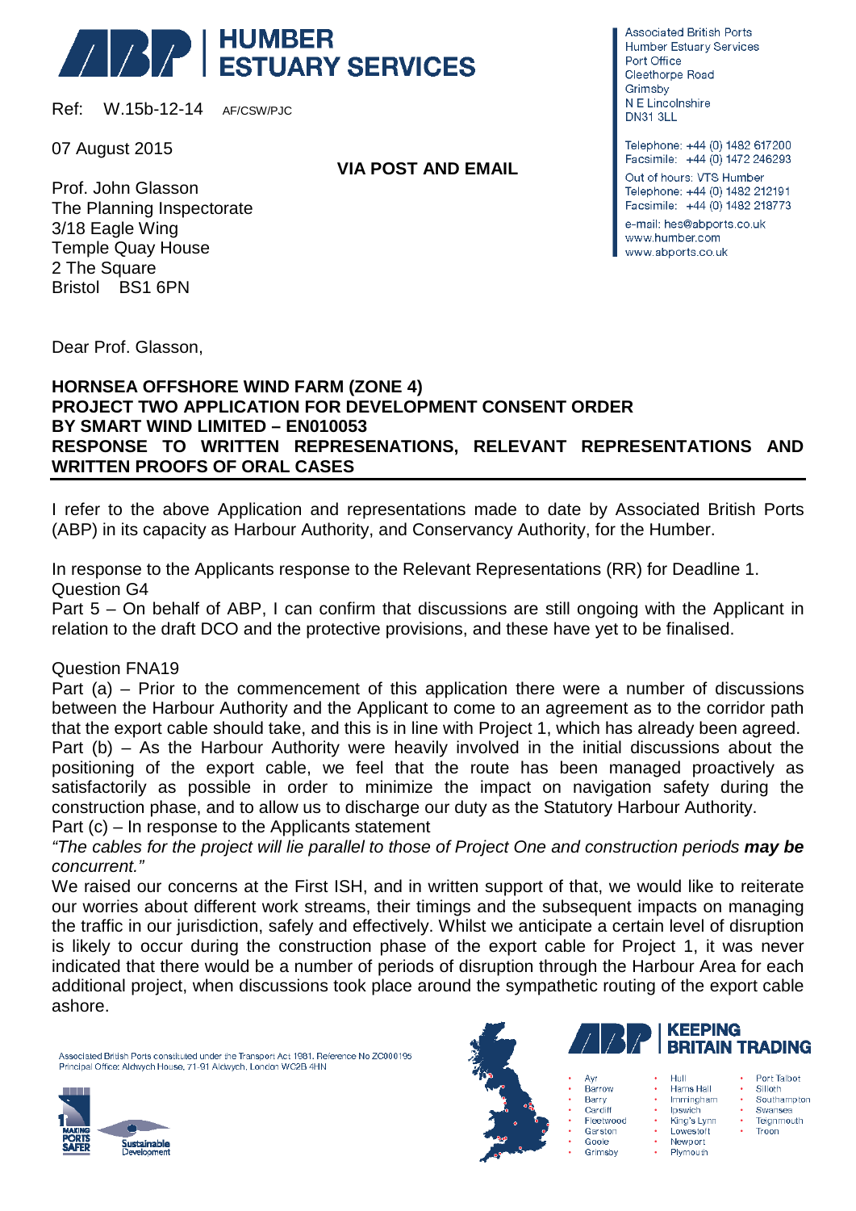# HUMBER ESTUARY SERVICES

Associated British Ports
Humber Estuary Services
Port Office
Cleethorpe Road
Grimsby
N E Lincolnshire
DN31 3LL

Telephone: +44 (0) 1482 617200
Facsimile: +44 (0) 1472 246293
Out of hours: VTS Humber
Telephone: +44 (0) 1482 212191
Facsimile: +44 (0) 1482 218773
e-mail: hes@abports.co.uk
www.humber.com
www.abports.co.uk

Ref: W.15b-12-14 AF/CSW/PJC

07 August 2015

**VIA POST AND EMAIL**

Prof. John Glasson
The Planning Inspectorate
3/18 Eagle Wing
Temple Quay House
2 The Square
Bristol BS1 6PN

Dear Prof. Glasson,

**HORNSEA OFFSHORE WIND FARM (ZONE 4)**
**PROJECT TWO APPLICATION FOR DEVELOPMENT CONSENT ORDER**
**BY SMART WIND LIMITED – EN010053**
**RESPONSE TO WRITTEN REPRESENATIONS, RELEVANT REPRESENTATIONS AND WRITTEN PROOFS OF ORAL CASES**

I refer to the above Application and representations made to date by Associated British Ports (ABP) in its capacity as Harbour Authority, and Conservancy Authority, for the Humber.

In response to the Applicants response to the Relevant Representations (RR) for Deadline 1.
Question G4
Part 5 – On behalf of ABP, I can confirm that discussions are still ongoing with the Applicant in relation to the draft DCO and the protective provisions, and these have yet to be finalised.

Question FNA19
Part (a) – Prior to the commencement of this application there were a number of discussions between the Harbour Authority and the Applicant to come to an agreement as to the corridor path that the export cable should take, and this is in line with Project 1, which has already been agreed.
Part (b) – As the Harbour Authority were heavily involved in the initial discussions about the positioning of the export cable, we feel that the route has been managed proactively as satisfactorily as possible in order to minimize the impact on navigation safety during the construction phase, and to allow us to discharge our duty as the Statutory Harbour Authority.
Part (c) – In response to the Applicants statement
*"The cables for the project will lie parallel to those of Project One and construction periods **may be** concurrent."*
We raised our concerns at the First ISH, and in written support of that, we would like to reiterate our worries about different work streams, their timings and the subsequent impacts on managing the traffic in our jurisdiction, safely and effectively. Whilst we anticipate a certain level of disruption is likely to occur during the construction phase of the export cable for Project 1, it was never indicated that there would be a number of periods of disruption through the Harbour Area for each additional project, when discussions took place around the sympathetic routing of the export cable ashore.

Associated British Ports constituted under the Transport Act 1981. Reference No ZC000195
Principal Office: Aldwych House, 71-91 Aldwych, London WC2B 4HN

KEEPING BRITAIN TRADING

- Ayr
- Barrow
- Barry
- Cardiff
- Fleetwood
- Garston
- Goole
- Grimsby
- Hull
- Hams Hall
- Immingham
- Ipswich
- King's Lynn
- Lowestoft
- Newport
- Plymouth
- Port Talbot
- Silloth
- Southampton
- Swansea
- Teignmouth
- Troon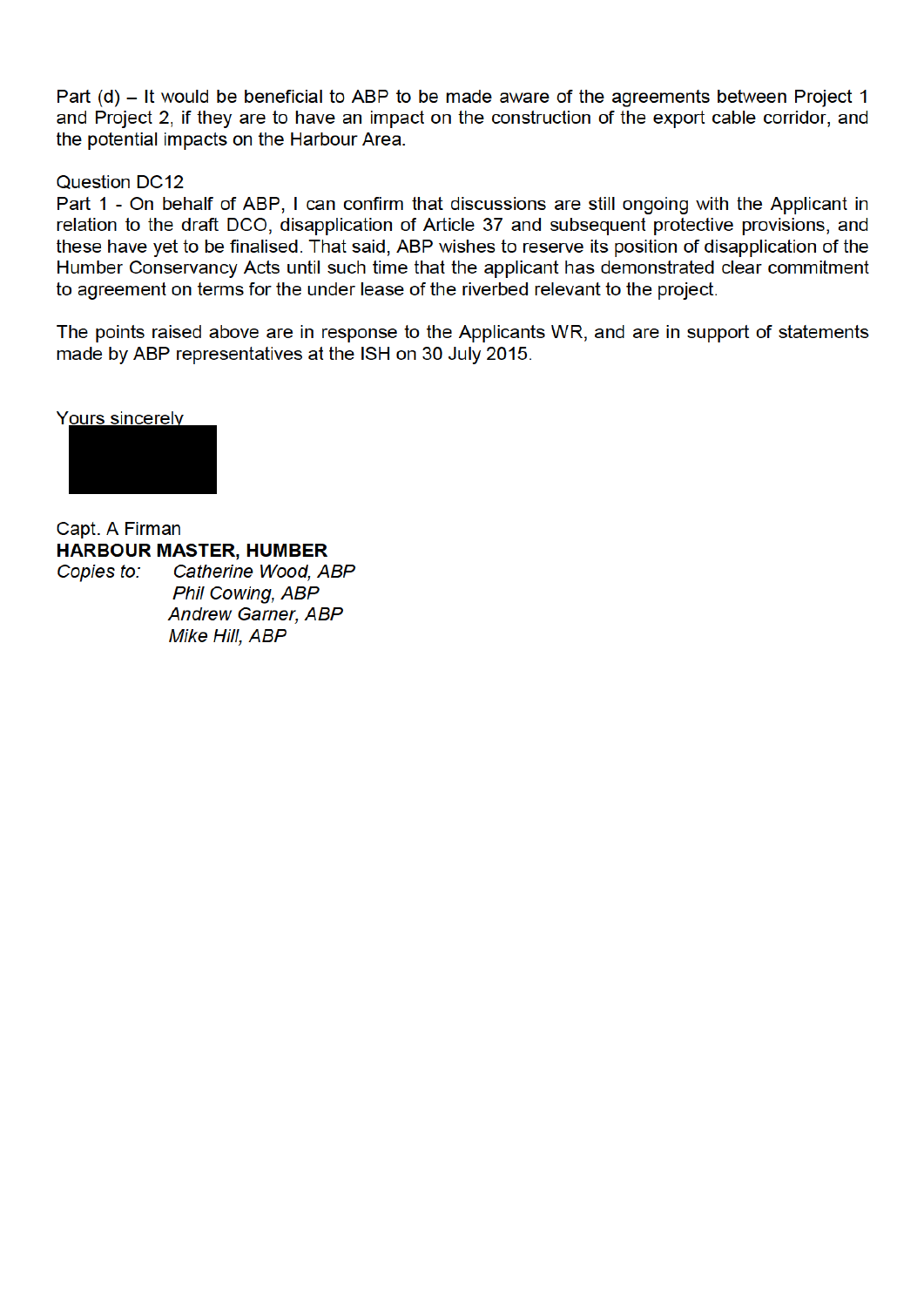Part (d) – It would be beneficial to ABP to be made aware of the agreements between Project 1 and Project 2, if they are to have an impact on the construction of the export cable corridor, and the potential impacts on the Harbour Area.

Question DC12
Part 1 - On behalf of ABP, I can confirm that discussions are still ongoing with the Applicant in relation to the draft DCO, disapplication of Article 37 and subsequent protective provisions, and these have yet to be finalised. That said, ABP wishes to reserve its position of disapplication of the Humber Conservancy Acts until such time that the applicant has demonstrated clear commitment to agreement on terms for the under lease of the riverbed relevant to the project.

The points raised above are in response to the Applicants WR, and are in support of statements made by ABP representatives at the ISH on 30 July 2015.

Yours sincerely

Capt. A Firman
**HARBOUR MASTER, HUMBER**
*Copies to:* *Catherine Wood, ABP*
*Phil Cowing, ABP*
*Andrew Garner, ABP*
*Mike Hill, ABP*